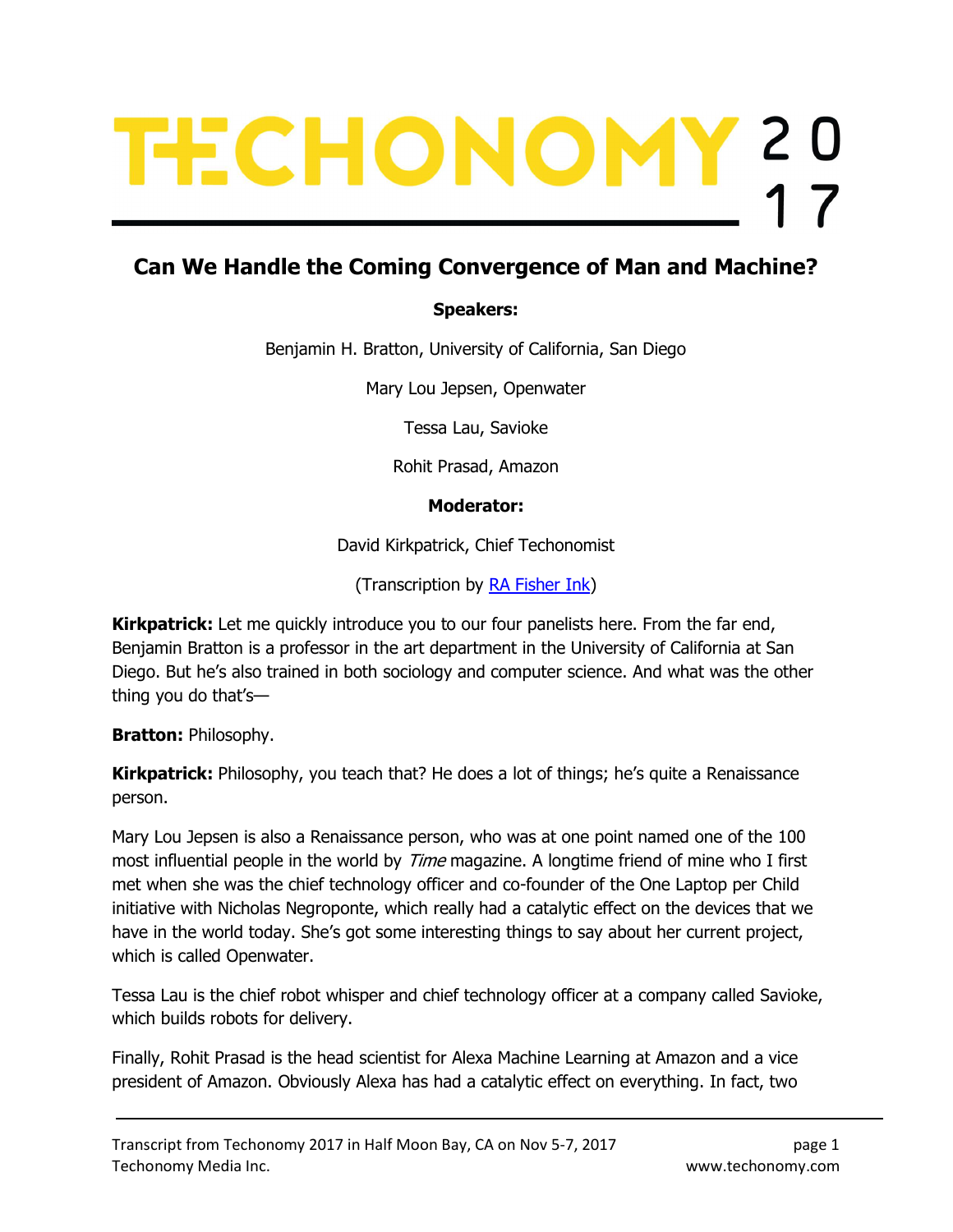# TECHONOMY 2017

## Can We Handle the Coming Convergence of Man and Machine?

**Speakers:**

Benjamin H. Bratton, University of California, San Diego

Mary Lou Jepsen, Openwater

Tessa Lau, Savioke

Rohit Prasad, Amazon

**Moderator:**

David Kirkpatrick, Chief Techonomist

(Transcription by RA Fisher Ink)

**Kirkpatrick:** Let me quickly introduce you to our four panelists here. From the far end, Benjamin Bratton is a professor in the art department in the University of California at San Diego. But he's also trained in both sociology and computer science. And what was the other thing you do that's—

**Bratton:** Philosophy.

**Kirkpatrick:** Philosophy, you teach that? He does a lot of things; he's quite a Renaissance person.

Mary Lou Jepsen is also a Renaissance person, who was at one point named one of the 100 most influential people in the world by *Time* magazine. A longtime friend of mine who I first met when she was the chief technology officer and co-founder of the One Laptop per Child initiative with Nicholas Negroponte, which really had a catalytic effect on the devices that we have in the world today. She's got some interesting things to say about her current project, which is called Openwater.

Tessa Lau is the chief robot whisper and chief technology officer at a company called Savioke, which builds robots for delivery.

Finally, Rohit Prasad is the head scientist for Alexa Machine Learning at Amazon and a vice president of Amazon. Obviously Alexa has had a catalytic effect on everything. In fact, two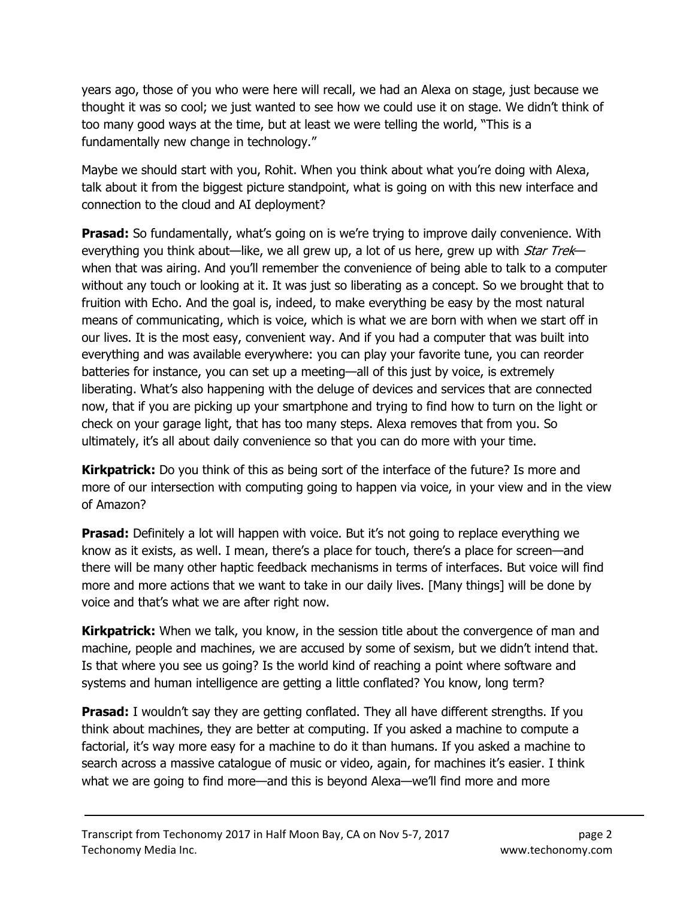years ago, those of you who were here will recall, we had an Alexa on stage, just because we thought it was so cool; we just wanted to see how we could use it on stage. We didn't think of too many good ways at the time, but at least we were telling the world, "This is a fundamentally new change in technology."

Maybe we should start with you, Rohit. When you think about what you're doing with Alexa, talk about it from the biggest picture standpoint, what is going on with this new interface and connection to the cloud and AI deployment?

**Prasad:** So fundamentally, what's going on is we're trying to improve daily convenience. With everything you think about—like, we all grew up, a lot of us here, grew up with *Star Trek*—when that was airing. And you'll remember the convenience of being able to talk to a computer without any touch or looking at it. It was just so liberating as a concept. So we brought that to fruition with Echo. And the goal is, indeed, to make everything be easy by the most natural means of communicating, which is voice, which is what we are born with when we start off in our lives. It is the most easy, convenient way. And if you had a computer that was built into everything and was available everywhere: you can play your favorite tune, you can reorder batteries for instance, you can set up a meeting—all of this just by voice, is extremely liberating. What's also happening with the deluge of devices and services that are connected now, that if you are picking up your smartphone and trying to find how to turn on the light or check on your garage light, that has too many steps. Alexa removes that from you. So ultimately, it's all about daily convenience so that you can do more with your time.

**Kirkpatrick:** Do you think of this as being sort of the interface of the future? Is more and more of our intersection with computing going to happen via voice, in your view and in the view of Amazon?

**Prasad:** Definitely a lot will happen with voice. But it's not going to replace everything we know as it exists, as well. I mean, there's a place for touch, there's a place for screen—and there will be many other haptic feedback mechanisms in terms of interfaces. But voice will find more and more actions that we want to take in our daily lives. [Many things] will be done by voice and that's what we are after right now.

**Kirkpatrick:** When we talk, you know, in the session title about the convergence of man and machine, people and machines, we are accused by some of sexism, but we didn't intend that. Is that where you see us going? Is the world kind of reaching a point where software and systems and human intelligence are getting a little conflated? You know, long term?

**Prasad:** I wouldn't say they are getting conflated. They all have different strengths. If you think about machines, they are better at computing. If you asked a machine to compute a factorial, it's way more easy for a machine to do it than humans. If you asked a machine to search across a massive catalogue of music or video, again, for machines it's easier. I think what we are going to find more—and this is beyond Alexa—we'll find more and more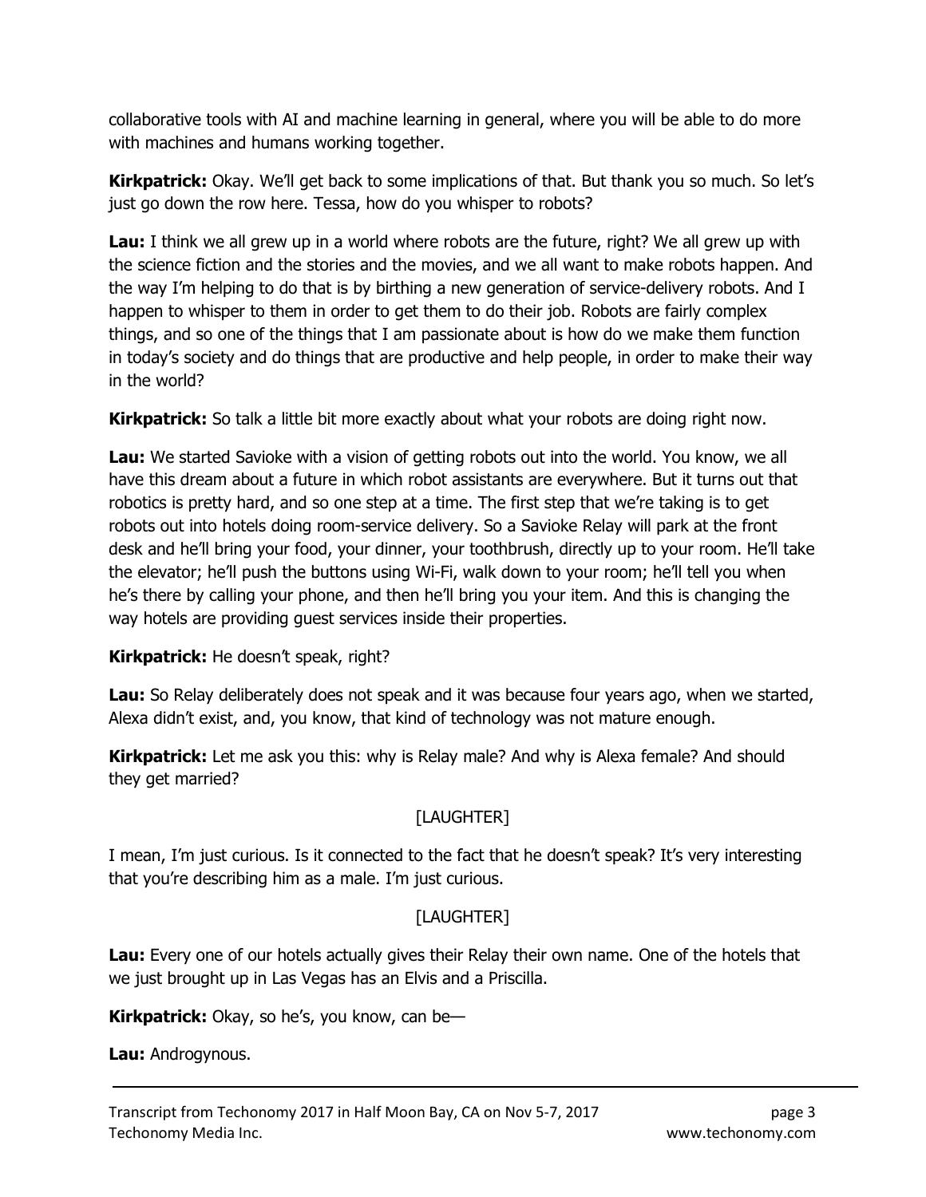collaborative tools with AI and machine learning in general, where you will be able to do more with machines and humans working together.

**Kirkpatrick:** Okay. We'll get back to some implications of that. But thank you so much. So let's just go down the row here. Tessa, how do you whisper to robots?

**Lau:** I think we all grew up in a world where robots are the future, right? We all grew up with the science fiction and the stories and the movies, and we all want to make robots happen. And the way I'm helping to do that is by birthing a new generation of service-delivery robots. And I happen to whisper to them in order to get them to do their job. Robots are fairly complex things, and so one of the things that I am passionate about is how do we make them function in today's society and do things that are productive and help people, in order to make their way in the world?

**Kirkpatrick:** So talk a little bit more exactly about what your robots are doing right now.

**Lau:** We started Savioke with a vision of getting robots out into the world. You know, we all have this dream about a future in which robot assistants are everywhere. But it turns out that robotics is pretty hard, and so one step at a time. The first step that we're taking is to get robots out into hotels doing room-service delivery. So a Savioke Relay will park at the front desk and he'll bring your food, your dinner, your toothbrush, directly up to your room. He'll take the elevator; he'll push the buttons using Wi-Fi, walk down to your room; he'll tell you when he's there by calling your phone, and then he'll bring you your item. And this is changing the way hotels are providing guest services inside their properties.

**Kirkpatrick:** He doesn't speak, right?

**Lau:** So Relay deliberately does not speak and it was because four years ago, when we started, Alexa didn't exist, and, you know, that kind of technology was not mature enough.

**Kirkpatrick:** Let me ask you this: why is Relay male? And why is Alexa female? And should they get married?

[LAUGHTER]

I mean, I'm just curious. Is it connected to the fact that he doesn't speak? It's very interesting that you're describing him as a male. I'm just curious.

[LAUGHTER]

**Lau:** Every one of our hotels actually gives their Relay their own name. One of the hotels that we just brought up in Las Vegas has an Elvis and a Priscilla.

**Kirkpatrick:** Okay, so he's, you know, can be—

**Lau:** Androgynous.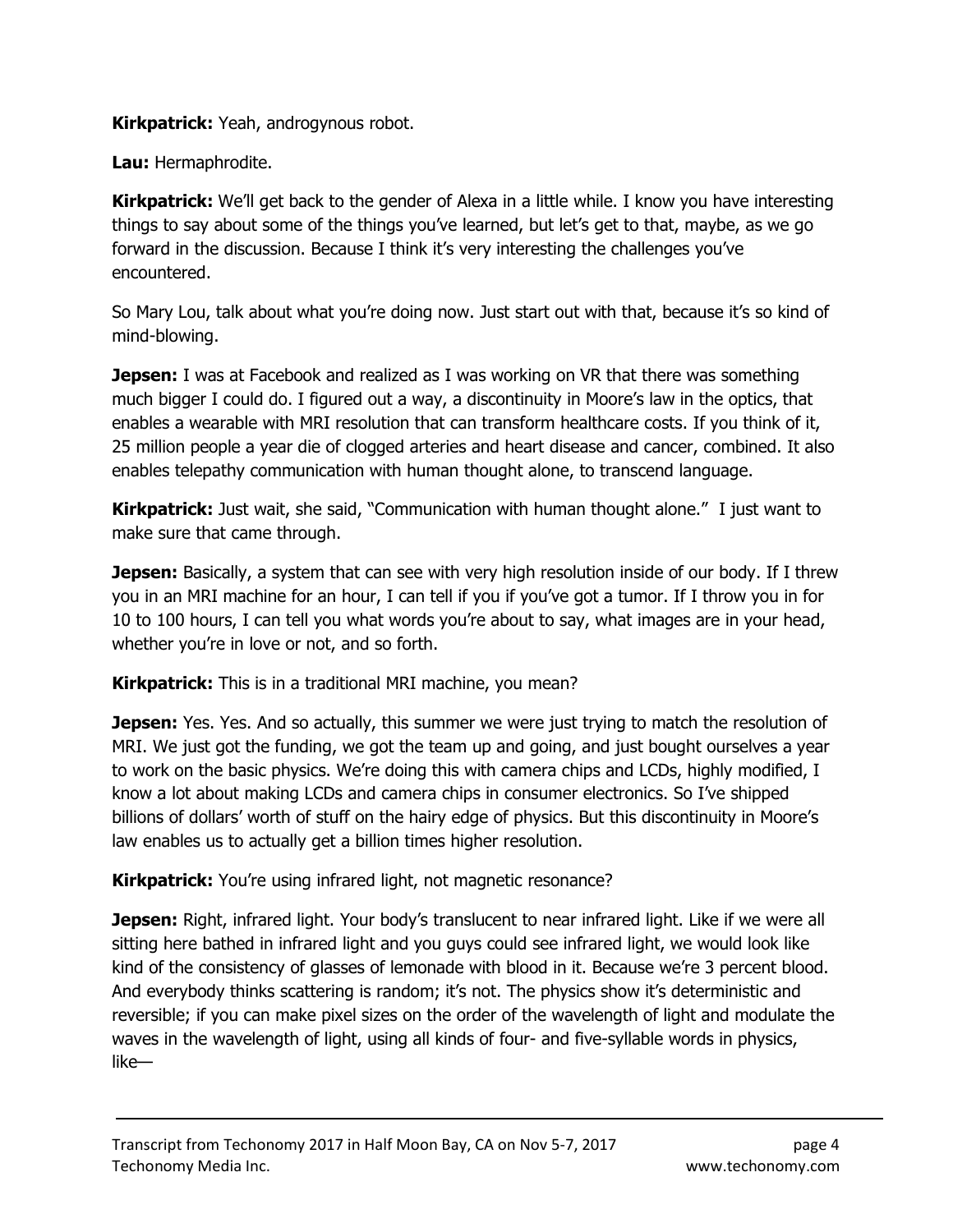**Kirkpatrick:** Yeah, androgynous robot.

**Lau:** Hermaphrodite.

**Kirkpatrick:** We'll get back to the gender of Alexa in a little while. I know you have interesting things to say about some of the things you've learned, but let's get to that, maybe, as we go forward in the discussion. Because I think it's very interesting the challenges you've encountered.

So Mary Lou, talk about what you're doing now. Just start out with that, because it's so kind of mind-blowing.

**Jepsen:** I was at Facebook and realized as I was working on VR that there was something much bigger I could do. I figured out a way, a discontinuity in Moore's law in the optics, that enables a wearable with MRI resolution that can transform healthcare costs. If you think of it, 25 million people a year die of clogged arteries and heart disease and cancer, combined. It also enables telepathy communication with human thought alone, to transcend language.

**Kirkpatrick:** Just wait, she said, "Communication with human thought alone." I just want to make sure that came through.

**Jepsen:** Basically, a system that can see with very high resolution inside of our body. If I threw you in an MRI machine for an hour, I can tell if you if you've got a tumor. If I throw you in for 10 to 100 hours, I can tell you what words you're about to say, what images are in your head, whether you're in love or not, and so forth.

**Kirkpatrick:** This is in a traditional MRI machine, you mean?

**Jepsen:** Yes. Yes. And so actually, this summer we were just trying to match the resolution of MRI. We just got the funding, we got the team up and going, and just bought ourselves a year to work on the basic physics. We're doing this with camera chips and LCDs, highly modified, I know a lot about making LCDs and camera chips in consumer electronics. So I've shipped billions of dollars' worth of stuff on the hairy edge of physics. But this discontinuity in Moore's law enables us to actually get a billion times higher resolution.

**Kirkpatrick:** You're using infrared light, not magnetic resonance?

**Jepsen:** Right, infrared light. Your body's translucent to near infrared light. Like if we were all sitting here bathed in infrared light and you guys could see infrared light, we would look like kind of the consistency of glasses of lemonade with blood in it. Because we're 3 percent blood. And everybody thinks scattering is random; it's not. The physics show it's deterministic and reversible; if you can make pixel sizes on the order of the wavelength of light and modulate the waves in the wavelength of light, using all kinds of four- and five-syllable words in physics, like—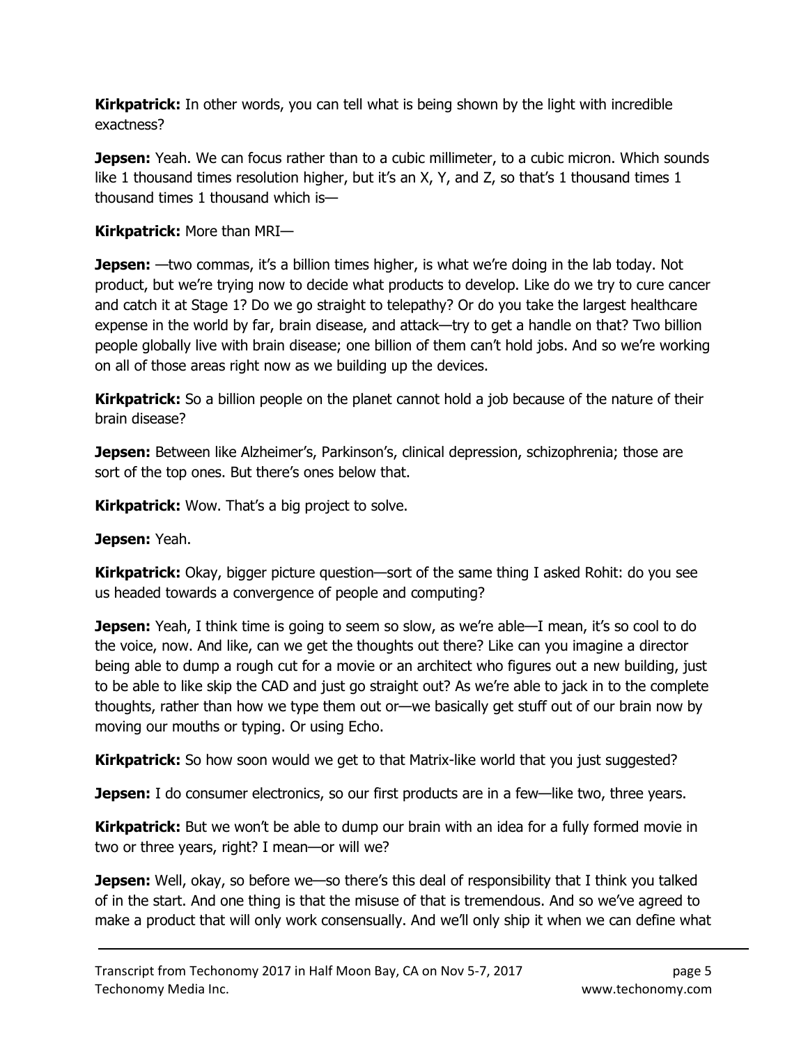**Kirkpatrick:** In other words, you can tell what is being shown by the light with incredible exactness?

**Jepsen:** Yeah. We can focus rather than to a cubic millimeter, to a cubic micron. Which sounds like 1 thousand times resolution higher, but it's an X, Y, and Z, so that's 1 thousand times 1 thousand times 1 thousand which is—

**Kirkpatrick:** More than MRI—

**Jepsen:** —two commas, it's a billion times higher, is what we're doing in the lab today. Not product, but we're trying now to decide what products to develop. Like do we try to cure cancer and catch it at Stage 1? Do we go straight to telepathy? Or do you take the largest healthcare expense in the world by far, brain disease, and attack—try to get a handle on that? Two billion people globally live with brain disease; one billion of them can't hold jobs. And so we're working on all of those areas right now as we building up the devices.

**Kirkpatrick:** So a billion people on the planet cannot hold a job because of the nature of their brain disease?

**Jepsen:** Between like Alzheimer's, Parkinson's, clinical depression, schizophrenia; those are sort of the top ones. But there's ones below that.

**Kirkpatrick:** Wow. That's a big project to solve.

**Jepsen:** Yeah.

**Kirkpatrick:** Okay, bigger picture question—sort of the same thing I asked Rohit: do you see us headed towards a convergence of people and computing?

**Jepsen:** Yeah, I think time is going to seem so slow, as we're able—I mean, it's so cool to do the voice, now. And like, can we get the thoughts out there? Like can you imagine a director being able to dump a rough cut for a movie or an architect who figures out a new building, just to be able to like skip the CAD and just go straight out? As we're able to jack in to the complete thoughts, rather than how we type them out or—we basically get stuff out of our brain now by moving our mouths or typing. Or using Echo.

**Kirkpatrick:** So how soon would we get to that Matrix-like world that you just suggested?

**Jepsen:** I do consumer electronics, so our first products are in a few—like two, three years.

**Kirkpatrick:** But we won't be able to dump our brain with an idea for a fully formed movie in two or three years, right? I mean—or will we?

**Jepsen:** Well, okay, so before we—so there's this deal of responsibility that I think you talked of in the start. And one thing is that the misuse of that is tremendous. And so we've agreed to make a product that will only work consensually. And we'll only ship it when we can define what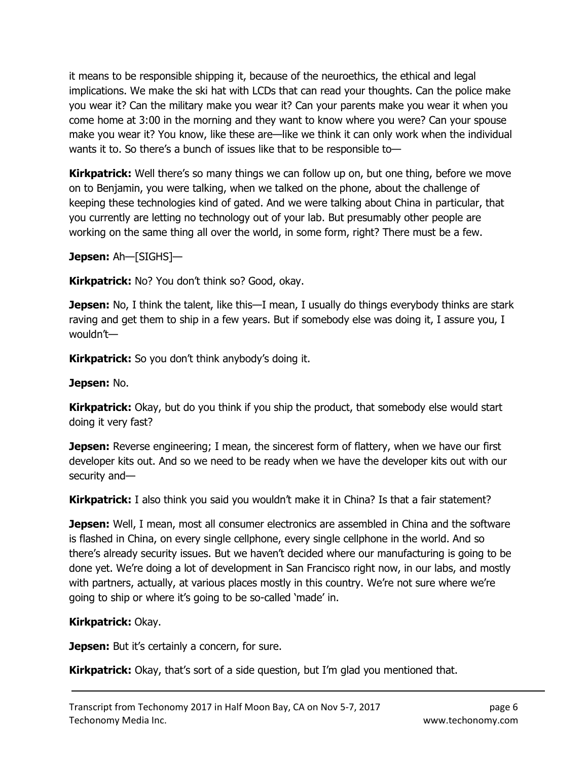it means to be responsible shipping it, because of the neuroethics, the ethical and legal implications. We make the ski hat with LCDs that can read your thoughts. Can the police make you wear it? Can the military make you wear it? Can your parents make you wear it when you come home at 3:00 in the morning and they want to know where you were? Can your spouse make you wear it? You know, like these are—like we think it can only work when the individual wants it to. So there's a bunch of issues like that to be responsible to—

**Kirkpatrick:** Well there's so many things we can follow up on, but one thing, before we move on to Benjamin, you were talking, when we talked on the phone, about the challenge of keeping these technologies kind of gated. And we were talking about China in particular, that you currently are letting no technology out of your lab. But presumably other people are working on the same thing all over the world, in some form, right? There must be a few.

**Jepsen:** Ah—[SIGHS]—

**Kirkpatrick:** No? You don't think so? Good, okay.

**Jepsen:** No, I think the talent, like this—I mean, I usually do things everybody thinks are stark raving and get them to ship in a few years. But if somebody else was doing it, I assure you, I wouldn't—

**Kirkpatrick:** So you don't think anybody's doing it.

**Jepsen:** No.

**Kirkpatrick:** Okay, but do you think if you ship the product, that somebody else would start doing it very fast?

**Jepsen:** Reverse engineering; I mean, the sincerest form of flattery, when we have our first developer kits out. And so we need to be ready when we have the developer kits out with our security and—

**Kirkpatrick:** I also think you said you wouldn't make it in China? Is that a fair statement?

**Jepsen:** Well, I mean, most all consumer electronics are assembled in China and the software is flashed in China, on every single cellphone, every single cellphone in the world. And so there's already security issues. But we haven't decided where our manufacturing is going to be done yet. We're doing a lot of development in San Francisco right now, in our labs, and mostly with partners, actually, at various places mostly in this country. We're not sure where we're going to ship or where it's going to be so-called 'made' in.

**Kirkpatrick:** Okay.

**Jepsen:** But it's certainly a concern, for sure.

**Kirkpatrick:** Okay, that's sort of a side question, but I'm glad you mentioned that.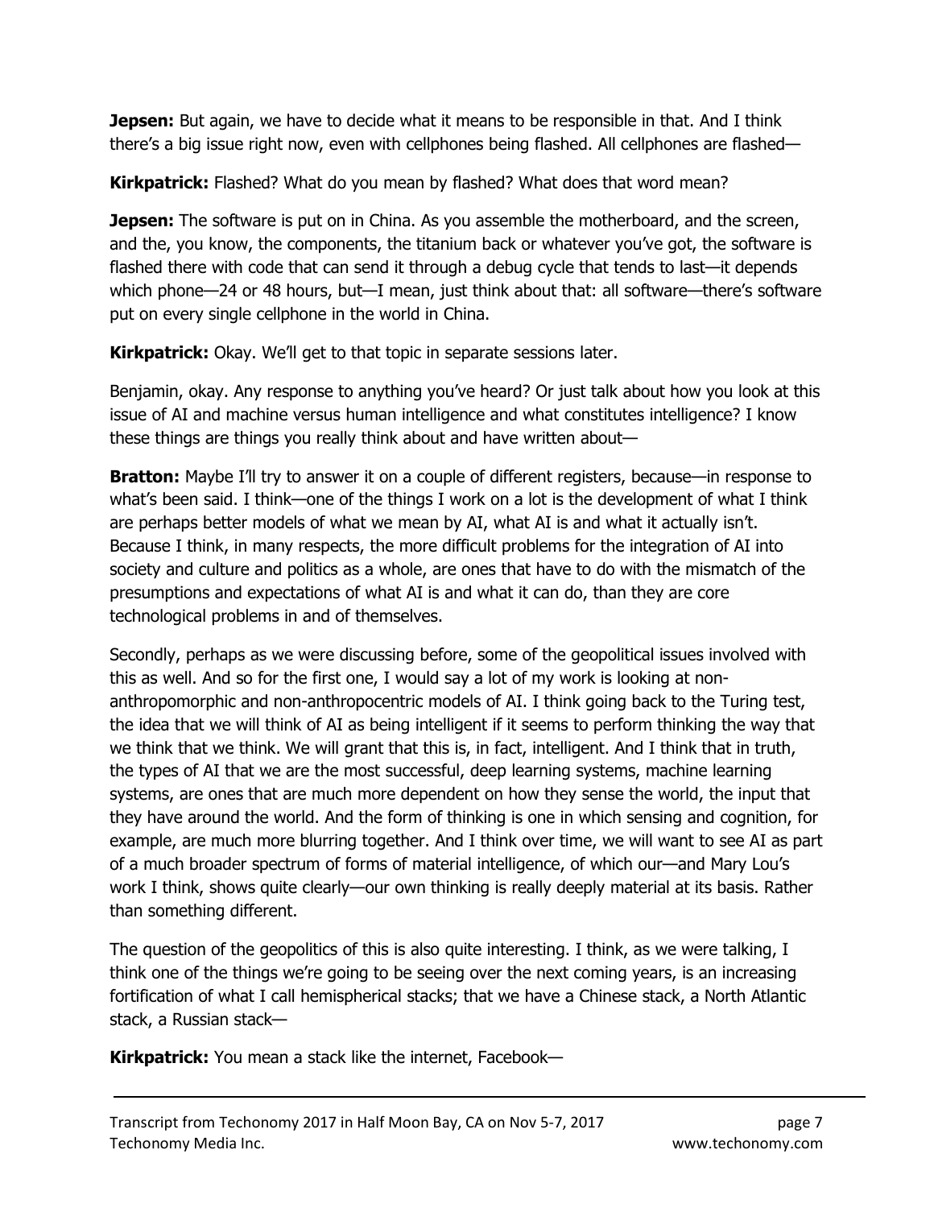**Jepsen:** But again, we have to decide what it means to be responsible in that. And I think there's a big issue right now, even with cellphones being flashed. All cellphones are flashed—

**Kirkpatrick:** Flashed? What do you mean by flashed? What does that word mean?

**Jepsen:** The software is put on in China. As you assemble the motherboard, and the screen, and the, you know, the components, the titanium back or whatever you've got, the software is flashed there with code that can send it through a debug cycle that tends to last—it depends which phone—24 or 48 hours, but—I mean, just think about that: all software—there's software put on every single cellphone in the world in China.

**Kirkpatrick:** Okay. We'll get to that topic in separate sessions later.

Benjamin, okay. Any response to anything you've heard? Or just talk about how you look at this issue of AI and machine versus human intelligence and what constitutes intelligence? I know these things are things you really think about and have written about—

**Bratton:** Maybe I'll try to answer it on a couple of different registers, because—in response to what's been said. I think—one of the things I work on a lot is the development of what I think are perhaps better models of what we mean by AI, what AI is and what it actually isn't. Because I think, in many respects, the more difficult problems for the integration of AI into society and culture and politics as a whole, are ones that have to do with the mismatch of the presumptions and expectations of what AI is and what it can do, than they are core technological problems in and of themselves.

Secondly, perhaps as we were discussing before, some of the geopolitical issues involved with this as well. And so for the first one, I would say a lot of my work is looking at non-anthropomorphic and non-anthropocentric models of AI. I think going back to the Turing test, the idea that we will think of AI as being intelligent if it seems to perform thinking the way that we think that we think. We will grant that this is, in fact, intelligent. And I think that in truth, the types of AI that we are the most successful, deep learning systems, machine learning systems, are ones that are much more dependent on how they sense the world, the input that they have around the world. And the form of thinking is one in which sensing and cognition, for example, are much more blurring together. And I think over time, we will want to see AI as part of a much broader spectrum of forms of material intelligence, of which our—and Mary Lou's work I think, shows quite clearly—our own thinking is really deeply material at its basis. Rather than something different.

The question of the geopolitics of this is also quite interesting. I think, as we were talking, I think one of the things we're going to be seeing over the next coming years, is an increasing fortification of what I call hemispherical stacks; that we have a Chinese stack, a North Atlantic stack, a Russian stack—

**Kirkpatrick:** You mean a stack like the internet, Facebook—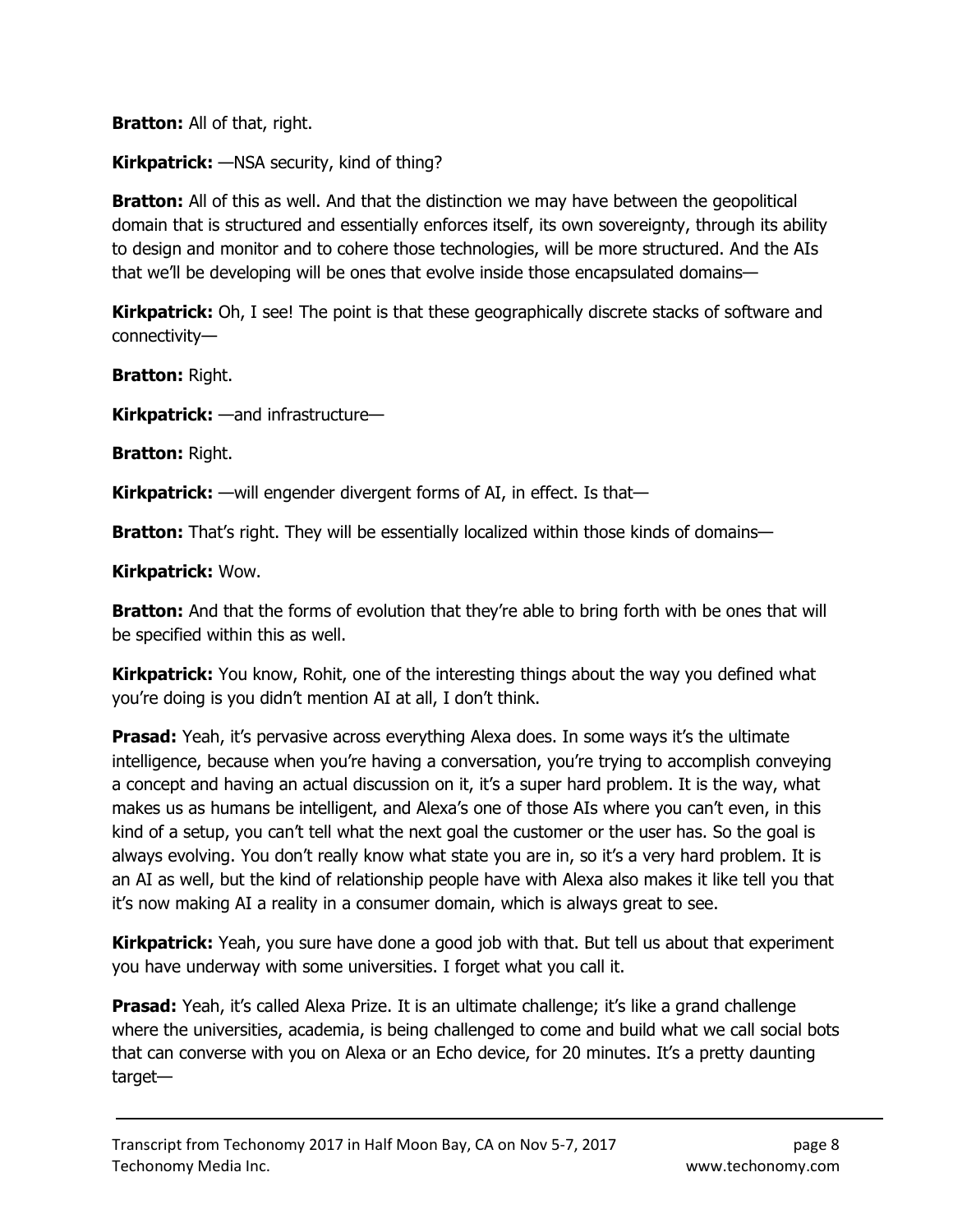**Bratton:** All of that, right.

**Kirkpatrick:** —NSA security, kind of thing?

**Bratton:** All of this as well. And that the distinction we may have between the geopolitical domain that is structured and essentially enforces itself, its own sovereignty, through its ability to design and monitor and to cohere those technologies, will be more structured. And the AIs that we'll be developing will be ones that evolve inside those encapsulated domains—

**Kirkpatrick:** Oh, I see! The point is that these geographically discrete stacks of software and connectivity—

**Bratton:** Right.

**Kirkpatrick:** —and infrastructure—

**Bratton:** Right.

**Kirkpatrick:** —will engender divergent forms of AI, in effect. Is that—

**Bratton:** That's right. They will be essentially localized within those kinds of domains—

**Kirkpatrick:** Wow.

**Bratton:** And that the forms of evolution that they're able to bring forth with be ones that will be specified within this as well.

**Kirkpatrick:** You know, Rohit, one of the interesting things about the way you defined what you're doing is you didn't mention AI at all, I don't think.

**Prasad:** Yeah, it's pervasive across everything Alexa does. In some ways it's the ultimate intelligence, because when you're having a conversation, you're trying to accomplish conveying a concept and having an actual discussion on it, it's a super hard problem. It is the way, what makes us as humans be intelligent, and Alexa's one of those AIs where you can't even, in this kind of a setup, you can't tell what the next goal the customer or the user has. So the goal is always evolving. You don't really know what state you are in, so it's a very hard problem. It is an AI as well, but the kind of relationship people have with Alexa also makes it like tell you that it's now making AI a reality in a consumer domain, which is always great to see.

**Kirkpatrick:** Yeah, you sure have done a good job with that. But tell us about that experiment you have underway with some universities. I forget what you call it.

**Prasad:** Yeah, it's called Alexa Prize. It is an ultimate challenge; it's like a grand challenge where the universities, academia, is being challenged to come and build what we call social bots that can converse with you on Alexa or an Echo device, for 20 minutes. It's a pretty daunting target—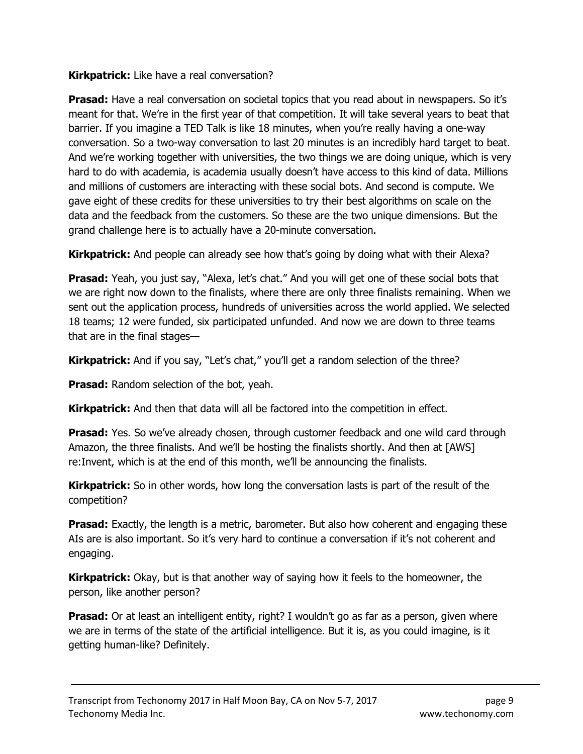**Kirkpatrick:** Like have a real conversation?

**Prasad:** Have a real conversation on societal topics that you read about in newspapers. So it's meant for that. We're in the first year of that competition. It will take several years to beat that barrier. If you imagine a TED Talk is like 18 minutes, when you're really having a one-way conversation. So a two-way conversation to last 20 minutes is an incredibly hard target to beat. And we're working together with universities, the two things we are doing unique, which is very hard to do with academia, is academia usually doesn't have access to this kind of data. Millions and millions of customers are interacting with these social bots. And second is compute. We gave eight of these credits for these universities to try their best algorithms on scale on the data and the feedback from the customers. So these are the two unique dimensions. But the grand challenge here is to actually have a 20-minute conversation.

**Kirkpatrick:** And people can already see how that's going by doing what with their Alexa?

**Prasad:** Yeah, you just say, "Alexa, let's chat." And you will get one of these social bots that we are right now down to the finalists, where there are only three finalists remaining. When we sent out the application process, hundreds of universities across the world applied. We selected 18 teams; 12 were funded, six participated unfunded. And now we are down to three teams that are in the final stages—

**Kirkpatrick:** And if you say, "Let's chat," you'll get a random selection of the three?

**Prasad:** Random selection of the bot, yeah.

**Kirkpatrick:** And then that data will all be factored into the competition in effect.

**Prasad:** Yes. So we've already chosen, through customer feedback and one wild card through Amazon, the three finalists. And we'll be hosting the finalists shortly. And then at [AWS] re:Invent, which is at the end of this month, we'll be announcing the finalists.

**Kirkpatrick:** So in other words, how long the conversation lasts is part of the result of the competition?

**Prasad:** Exactly, the length is a metric, barometer. But also how coherent and engaging these AIs are is also important. So it's very hard to continue a conversation if it's not coherent and engaging.

**Kirkpatrick:** Okay, but is that another way of saying how it feels to the homeowner, the person, like another person?

**Prasad:** Or at least an intelligent entity, right? I wouldn't go as far as a person, given where we are in terms of the state of the artificial intelligence. But it is, as you could imagine, is it getting human-like? Definitely.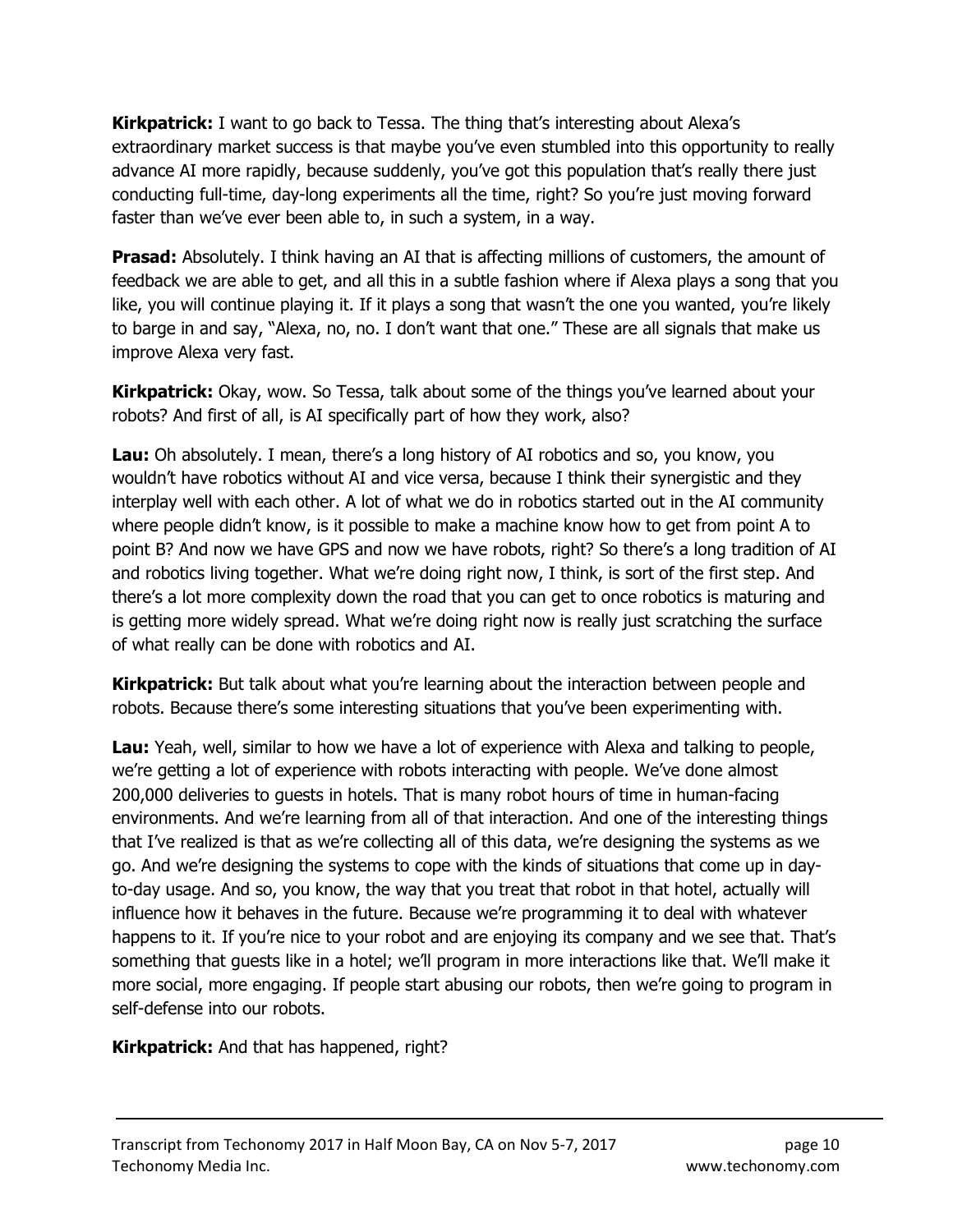**Kirkpatrick:** I want to go back to Tessa. The thing that's interesting about Alexa's extraordinary market success is that maybe you've even stumbled into this opportunity to really advance AI more rapidly, because suddenly, you've got this population that's really there just conducting full-time, day-long experiments all the time, right? So you're just moving forward faster than we've ever been able to, in such a system, in a way.

**Prasad:** Absolutely. I think having an AI that is affecting millions of customers, the amount of feedback we are able to get, and all this in a subtle fashion where if Alexa plays a song that you like, you will continue playing it. If it plays a song that wasn't the one you wanted, you're likely to barge in and say, "Alexa, no, no. I don't want that one." These are all signals that make us improve Alexa very fast.

**Kirkpatrick:** Okay, wow. So Tessa, talk about some of the things you've learned about your robots? And first of all, is AI specifically part of how they work, also?

**Lau:** Oh absolutely. I mean, there's a long history of AI robotics and so, you know, you wouldn't have robotics without AI and vice versa, because I think their synergistic and they interplay well with each other. A lot of what we do in robotics started out in the AI community where people didn't know, is it possible to make a machine know how to get from point A to point B? And now we have GPS and now we have robots, right? So there's a long tradition of AI and robotics living together. What we're doing right now, I think, is sort of the first step. And there's a lot more complexity down the road that you can get to once robotics is maturing and is getting more widely spread. What we're doing right now is really just scratching the surface of what really can be done with robotics and AI.

**Kirkpatrick:** But talk about what you're learning about the interaction between people and robots. Because there's some interesting situations that you've been experimenting with.

**Lau:** Yeah, well, similar to how we have a lot of experience with Alexa and talking to people, we're getting a lot of experience with robots interacting with people. We've done almost 200,000 deliveries to guests in hotels. That is many robot hours of time in human-facing environments. And we're learning from all of that interaction. And one of the interesting things that I've realized is that as we're collecting all of this data, we're designing the systems as we go. And we're designing the systems to cope with the kinds of situations that come up in day-to-day usage. And so, you know, the way that you treat that robot in that hotel, actually will influence how it behaves in the future. Because we're programming it to deal with whatever happens to it. If you're nice to your robot and are enjoying its company and we see that. That's something that guests like in a hotel; we'll program in more interactions like that. We'll make it more social, more engaging. If people start abusing our robots, then we're going to program in self-defense into our robots.

**Kirkpatrick:** And that has happened, right?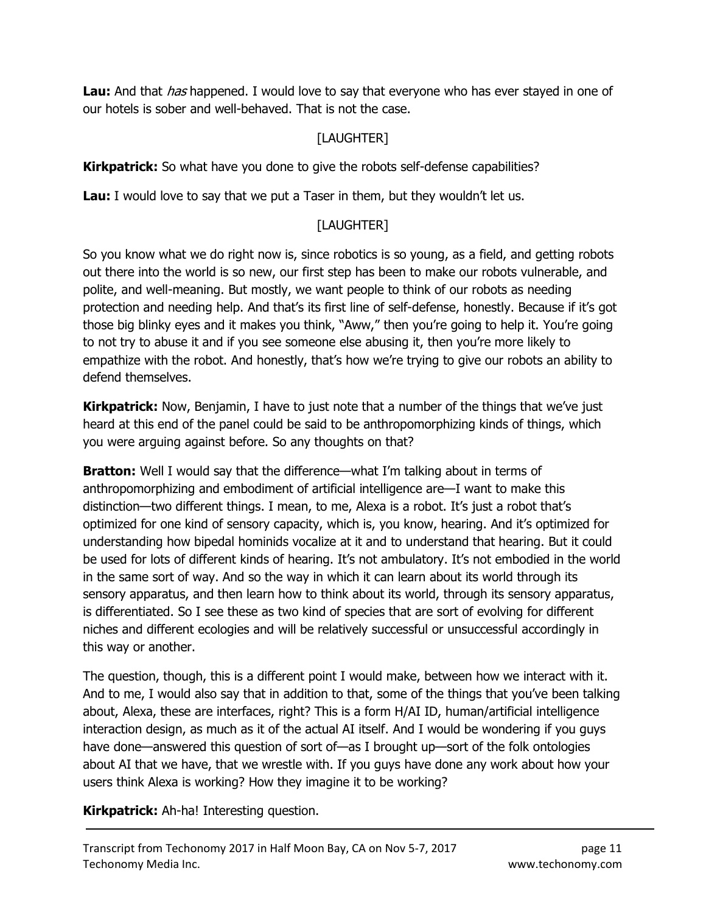**Lau:** And that *has* happened. I would love to say that everyone who has ever stayed in one of our hotels is sober and well-behaved. That is not the case.

[LAUGHTER]

**Kirkpatrick:** So what have you done to give the robots self-defense capabilities?

**Lau:** I would love to say that we put a Taser in them, but they wouldn't let us.

[LAUGHTER]

So you know what we do right now is, since robotics is so young, as a field, and getting robots out there into the world is so new, our first step has been to make our robots vulnerable, and polite, and well-meaning. But mostly, we want people to think of our robots as needing protection and needing help. And that's its first line of self-defense, honestly. Because if it's got those big blinky eyes and it makes you think, "Aww," then you're going to help it. You're going to not try to abuse it and if you see someone else abusing it, then you're more likely to empathize with the robot. And honestly, that's how we're trying to give our robots an ability to defend themselves.

**Kirkpatrick:** Now, Benjamin, I have to just note that a number of the things that we've just heard at this end of the panel could be said to be anthropomorphizing kinds of things, which you were arguing against before. So any thoughts on that?

**Bratton:** Well I would say that the difference—what I'm talking about in terms of anthropomorphizing and embodiment of artificial intelligence are—I want to make this distinction—two different things. I mean, to me, Alexa is a robot. It's just a robot that's optimized for one kind of sensory capacity, which is, you know, hearing. And it's optimized for understanding how bipedal hominids vocalize at it and to understand that hearing. But it could be used for lots of different kinds of hearing. It's not ambulatory. It's not embodied in the world in the same sort of way. And so the way in which it can learn about its world through its sensory apparatus, and then learn how to think about its world, through its sensory apparatus, is differentiated. So I see these as two kind of species that are sort of evolving for different niches and different ecologies and will be relatively successful or unsuccessful accordingly in this way or another.

The question, though, this is a different point I would make, between how we interact with it. And to me, I would also say that in addition to that, some of the things that you've been talking about, Alexa, these are interfaces, right? This is a form H/AI ID, human/artificial intelligence interaction design, as much as it of the actual AI itself. And I would be wondering if you guys have done—answered this question of sort of—as I brought up—sort of the folk ontologies about AI that we have, that we wrestle with. If you guys have done any work about how your users think Alexa is working? How they imagine it to be working?

**Kirkpatrick:** Ah-ha! Interesting question.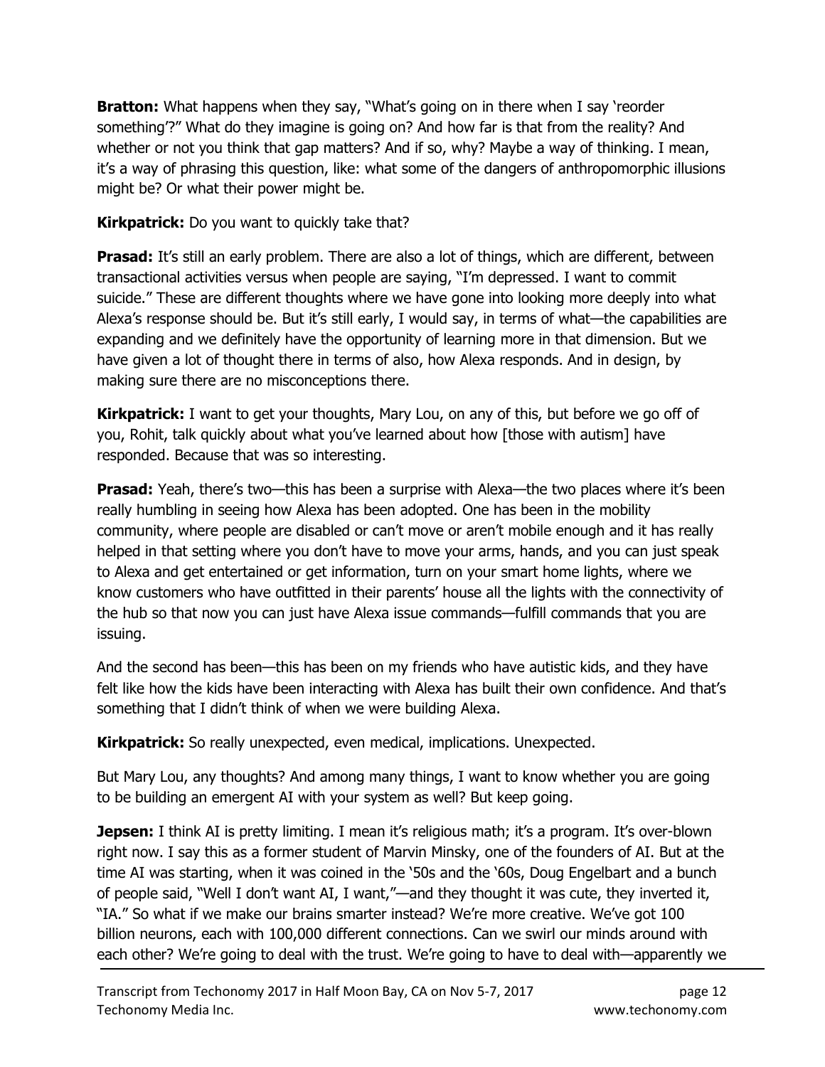**Bratton:** What happens when they say, "What's going on in there when I say 'reorder something'?" What do they imagine is going on? And how far is that from the reality? And whether or not you think that gap matters? And if so, why? Maybe a way of thinking. I mean, it's a way of phrasing this question, like: what some of the dangers of anthropomorphic illusions might be? Or what their power might be.

**Kirkpatrick:** Do you want to quickly take that?

**Prasad:** It's still an early problem. There are also a lot of things, which are different, between transactional activities versus when people are saying, "I'm depressed. I want to commit suicide." These are different thoughts where we have gone into looking more deeply into what Alexa's response should be. But it's still early, I would say, in terms of what—the capabilities are expanding and we definitely have the opportunity of learning more in that dimension. But we have given a lot of thought there in terms of also, how Alexa responds. And in design, by making sure there are no misconceptions there.

**Kirkpatrick:** I want to get your thoughts, Mary Lou, on any of this, but before we go off of you, Rohit, talk quickly about what you've learned about how [those with autism] have responded. Because that was so interesting.

**Prasad:** Yeah, there's two—this has been a surprise with Alexa—the two places where it's been really humbling in seeing how Alexa has been adopted. One has been in the mobility community, where people are disabled or can't move or aren't mobile enough and it has really helped in that setting where you don't have to move your arms, hands, and you can just speak to Alexa and get entertained or get information, turn on your smart home lights, where we know customers who have outfitted in their parents' house all the lights with the connectivity of the hub so that now you can just have Alexa issue commands—fulfill commands that you are issuing.

And the second has been—this has been on my friends who have autistic kids, and they have felt like how the kids have been interacting with Alexa has built their own confidence. And that's something that I didn't think of when we were building Alexa.

**Kirkpatrick:** So really unexpected, even medical, implications. Unexpected.

But Mary Lou, any thoughts? And among many things, I want to know whether you are going to be building an emergent AI with your system as well? But keep going.

**Jepsen:** I think AI is pretty limiting. I mean it's religious math; it's a program. It's over-blown right now. I say this as a former student of Marvin Minsky, one of the founders of AI. But at the time AI was starting, when it was coined in the '50s and the '60s, Doug Engelbart and a bunch of people said, "Well I don't want AI, I want,"—and they thought it was cute, they inverted it, "IA." So what if we make our brains smarter instead? We're more creative. We've got 100 billion neurons, each with 100,000 different connections. Can we swirl our minds around with each other? We're going to deal with the trust. We're going to have to deal with—apparently we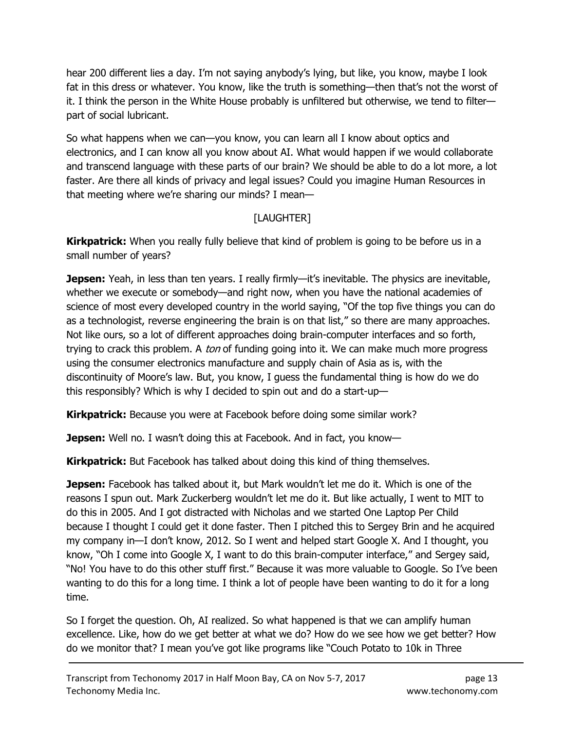hear 200 different lies a day. I'm not saying anybody's lying, but like, you know, maybe I look fat in this dress or whatever. You know, like the truth is something—then that's not the worst of it. I think the person in the White House probably is unfiltered but otherwise, we tend to filter—part of social lubricant.

So what happens when we can—you know, you can learn all I know about optics and electronics, and I can know all you know about AI. What would happen if we would collaborate and transcend language with these parts of our brain? We should be able to do a lot more, a lot faster. Are there all kinds of privacy and legal issues? Could you imagine Human Resources in that meeting where we're sharing our minds? I mean—

[LAUGHTER]

**Kirkpatrick:** When you really fully believe that kind of problem is going to be before us in a small number of years?

**Jepsen:** Yeah, in less than ten years. I really firmly—it's inevitable. The physics are inevitable, whether we execute or somebody—and right now, when you have the national academies of science of most every developed country in the world saying, "Of the top five things you can do as a technologist, reverse engineering the brain is on that list," so there are many approaches. Not like ours, so a lot of different approaches doing brain-computer interfaces and so forth, trying to crack this problem. A *ton* of funding going into it. We can make much more progress using the consumer electronics manufacture and supply chain of Asia as is, with the discontinuity of Moore's law. But, you know, I guess the fundamental thing is how do we do this responsibly? Which is why I decided to spin out and do a start-up—

**Kirkpatrick:** Because you were at Facebook before doing some similar work?

**Jepsen:** Well no. I wasn't doing this at Facebook. And in fact, you know—

**Kirkpatrick:** But Facebook has talked about doing this kind of thing themselves.

**Jepsen:** Facebook has talked about it, but Mark wouldn't let me do it. Which is one of the reasons I spun out. Mark Zuckerberg wouldn't let me do it. But like actually, I went to MIT to do this in 2005. And I got distracted with Nicholas and we started One Laptop Per Child because I thought I could get it done faster. Then I pitched this to Sergey Brin and he acquired my company in—I don't know, 2012. So I went and helped start Google X. And I thought, you know, "Oh I come into Google X, I want to do this brain-computer interface," and Sergey said, "No! You have to do this other stuff first." Because it was more valuable to Google. So I've been wanting to do this for a long time. I think a lot of people have been wanting to do it for a long time.

So I forget the question. Oh, AI realized. So what happened is that we can amplify human excellence. Like, how do we get better at what we do? How do we see how we get better? How do we monitor that? I mean you've got like programs like "Couch Potato to 10k in Three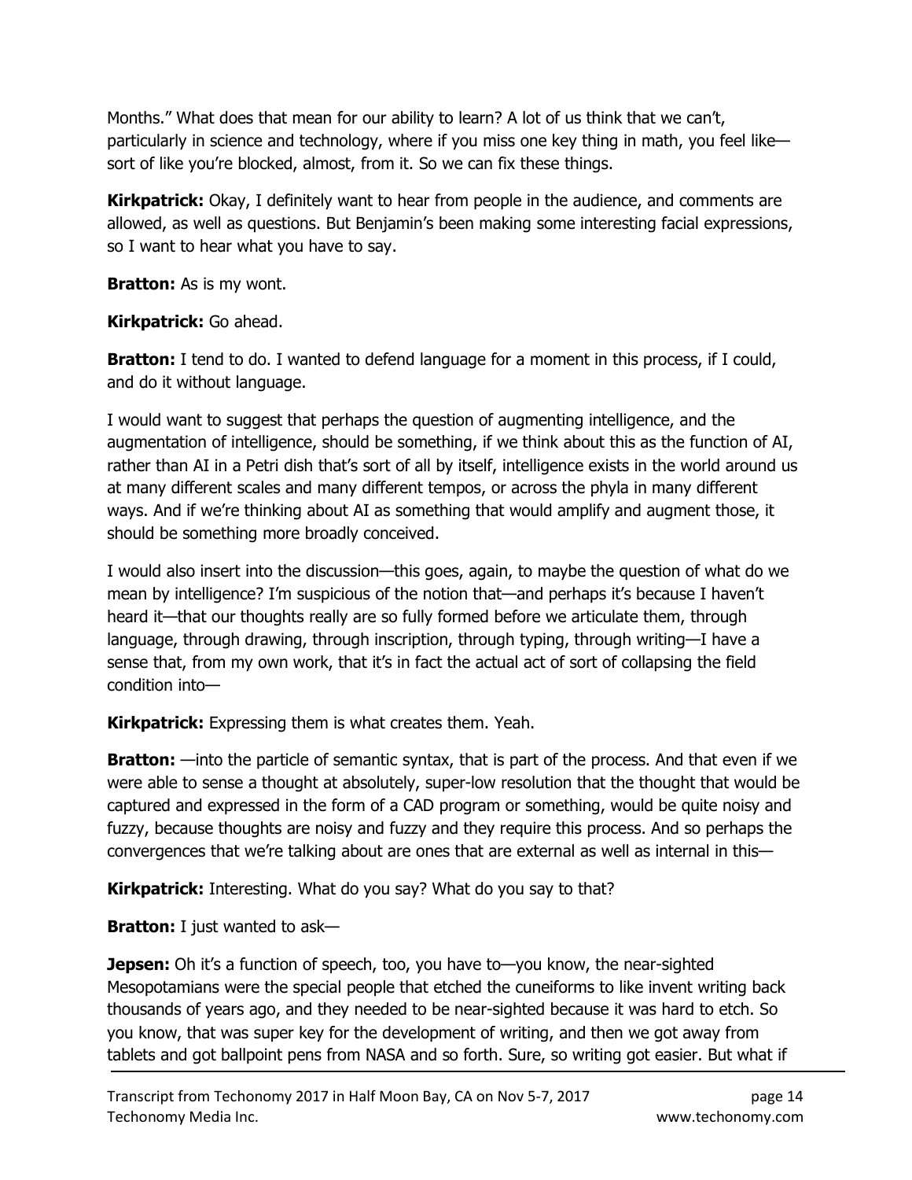Months." What does that mean for our ability to learn? A lot of us think that we can't, particularly in science and technology, where if you miss one key thing in math, you feel like—sort of like you're blocked, almost, from it. So we can fix these things.

**Kirkpatrick:** Okay, I definitely want to hear from people in the audience, and comments are allowed, as well as questions. But Benjamin's been making some interesting facial expressions, so I want to hear what you have to say.

**Bratton:** As is my wont.

**Kirkpatrick:** Go ahead.

**Bratton:** I tend to do. I wanted to defend language for a moment in this process, if I could, and do it without language.

I would want to suggest that perhaps the question of augmenting intelligence, and the augmentation of intelligence, should be something, if we think about this as the function of AI, rather than AI in a Petri dish that's sort of all by itself, intelligence exists in the world around us at many different scales and many different tempos, or across the phyla in many different ways. And if we're thinking about AI as something that would amplify and augment those, it should be something more broadly conceived.

I would also insert into the discussion—this goes, again, to maybe the question of what do we mean by intelligence? I'm suspicious of the notion that—and perhaps it's because I haven't heard it—that our thoughts really are so fully formed before we articulate them, through language, through drawing, through inscription, through typing, through writing—I have a sense that, from my own work, that it's in fact the actual act of sort of collapsing the field condition into—

**Kirkpatrick:** Expressing them is what creates them. Yeah.

**Bratton:** —into the particle of semantic syntax, that is part of the process. And that even if we were able to sense a thought at absolutely, super-low resolution that the thought that would be captured and expressed in the form of a CAD program or something, would be quite noisy and fuzzy, because thoughts are noisy and fuzzy and they require this process. And so perhaps the convergences that we're talking about are ones that are external as well as internal in this—

**Kirkpatrick:** Interesting. What do you say? What do you say to that?

**Bratton:** I just wanted to ask—

**Jepsen:** Oh it's a function of speech, too, you have to—you know, the near-sighted Mesopotamians were the special people that etched the cuneiforms to like invent writing back thousands of years ago, and they needed to be near-sighted because it was hard to etch. So you know, that was super key for the development of writing, and then we got away from tablets and got ballpoint pens from NASA and so forth. Sure, so writing got easier. But what if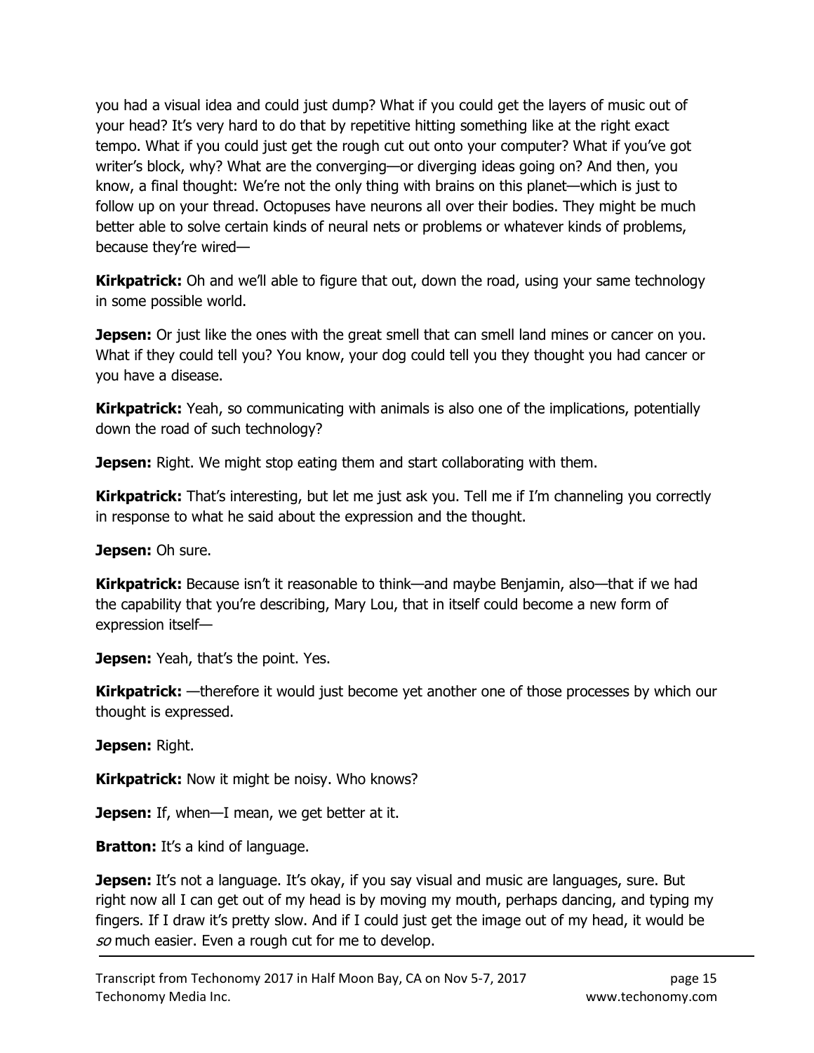you had a visual idea and could just dump? What if you could get the layers of music out of your head? It's very hard to do that by repetitive hitting something like at the right exact tempo. What if you could just get the rough cut out onto your computer? What if you've got writer's block, why? What are the converging—or diverging ideas going on? And then, you know, a final thought: We're not the only thing with brains on this planet—which is just to follow up on your thread. Octopuses have neurons all over their bodies. They might be much better able to solve certain kinds of neural nets or problems or whatever kinds of problems, because they're wired—

**Kirkpatrick:** Oh and we'll able to figure that out, down the road, using your same technology in some possible world.

**Jepsen:** Or just like the ones with the great smell that can smell land mines or cancer on you. What if they could tell you? You know, your dog could tell you they thought you had cancer or you have a disease.

**Kirkpatrick:** Yeah, so communicating with animals is also one of the implications, potentially down the road of such technology?

**Jepsen:** Right. We might stop eating them and start collaborating with them.

**Kirkpatrick:** That's interesting, but let me just ask you. Tell me if I'm channeling you correctly in response to what he said about the expression and the thought.

**Jepsen:** Oh sure.

**Kirkpatrick:** Because isn't it reasonable to think—and maybe Benjamin, also—that if we had the capability that you're describing, Mary Lou, that in itself could become a new form of expression itself—

**Jepsen:** Yeah, that's the point. Yes.

**Kirkpatrick:** —therefore it would just become yet another one of those processes by which our thought is expressed.

**Jepsen:** Right.

**Kirkpatrick:** Now it might be noisy. Who knows?

**Jepsen:** If, when—I mean, we get better at it.

**Bratton:** It's a kind of language.

**Jepsen:** It's not a language. It's okay, if you say visual and music are languages, sure. But right now all I can get out of my head is by moving my mouth, perhaps dancing, and typing my fingers. If I draw it's pretty slow. And if I could just get the image out of my head, it would be *so* much easier. Even a rough cut for me to develop.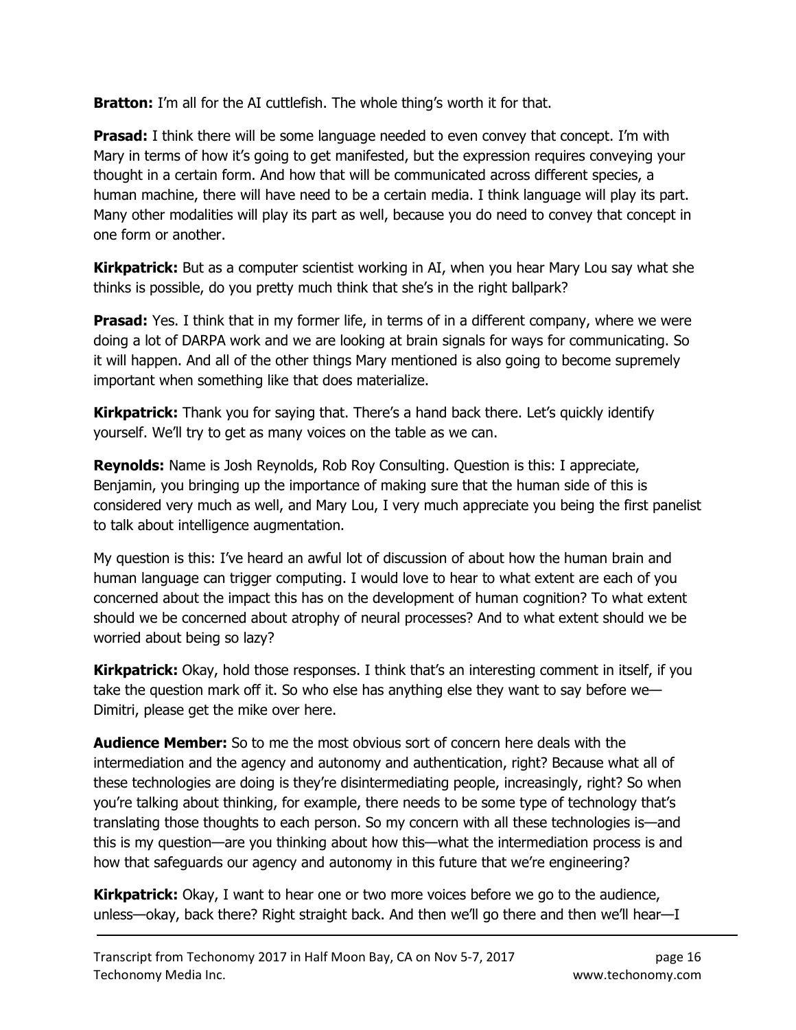**Bratton:** I'm all for the AI cuttlefish. The whole thing's worth it for that.

**Prasad:** I think there will be some language needed to even convey that concept. I'm with Mary in terms of how it's going to get manifested, but the expression requires conveying your thought in a certain form. And how that will be communicated across different species, a human machine, there will have need to be a certain media. I think language will play its part. Many other modalities will play its part as well, because you do need to convey that concept in one form or another.

**Kirkpatrick:** But as a computer scientist working in AI, when you hear Mary Lou say what she thinks is possible, do you pretty much think that she's in the right ballpark?

**Prasad:** Yes. I think that in my former life, in terms of in a different company, where we were doing a lot of DARPA work and we are looking at brain signals for ways for communicating. So it will happen. And all of the other things Mary mentioned is also going to become supremely important when something like that does materialize.

**Kirkpatrick:** Thank you for saying that. There's a hand back there. Let's quickly identify yourself. We'll try to get as many voices on the table as we can.

**Reynolds:** Name is Josh Reynolds, Rob Roy Consulting. Question is this: I appreciate, Benjamin, you bringing up the importance of making sure that the human side of this is considered very much as well, and Mary Lou, I very much appreciate you being the first panelist to talk about intelligence augmentation.

My question is this: I've heard an awful lot of discussion of about how the human brain and human language can trigger computing. I would love to hear to what extent are each of you concerned about the impact this has on the development of human cognition? To what extent should we be concerned about atrophy of neural processes? And to what extent should we be worried about being so lazy?

**Kirkpatrick:** Okay, hold those responses. I think that's an interesting comment in itself, if you take the question mark off it. So who else has anything else they want to say before we— Dimitri, please get the mike over here.

**Audience Member:** So to me the most obvious sort of concern here deals with the intermediation and the agency and autonomy and authentication, right? Because what all of these technologies are doing is they're disintermediating people, increasingly, right? So when you're talking about thinking, for example, there needs to be some type of technology that's translating those thoughts to each person. So my concern with all these technologies is—and this is my question—are you thinking about how this—what the intermediation process is and how that safeguards our agency and autonomy in this future that we're engineering?

**Kirkpatrick:** Okay, I want to hear one or two more voices before we go to the audience, unless—okay, back there? Right straight back. And then we'll go there and then we'll hear—I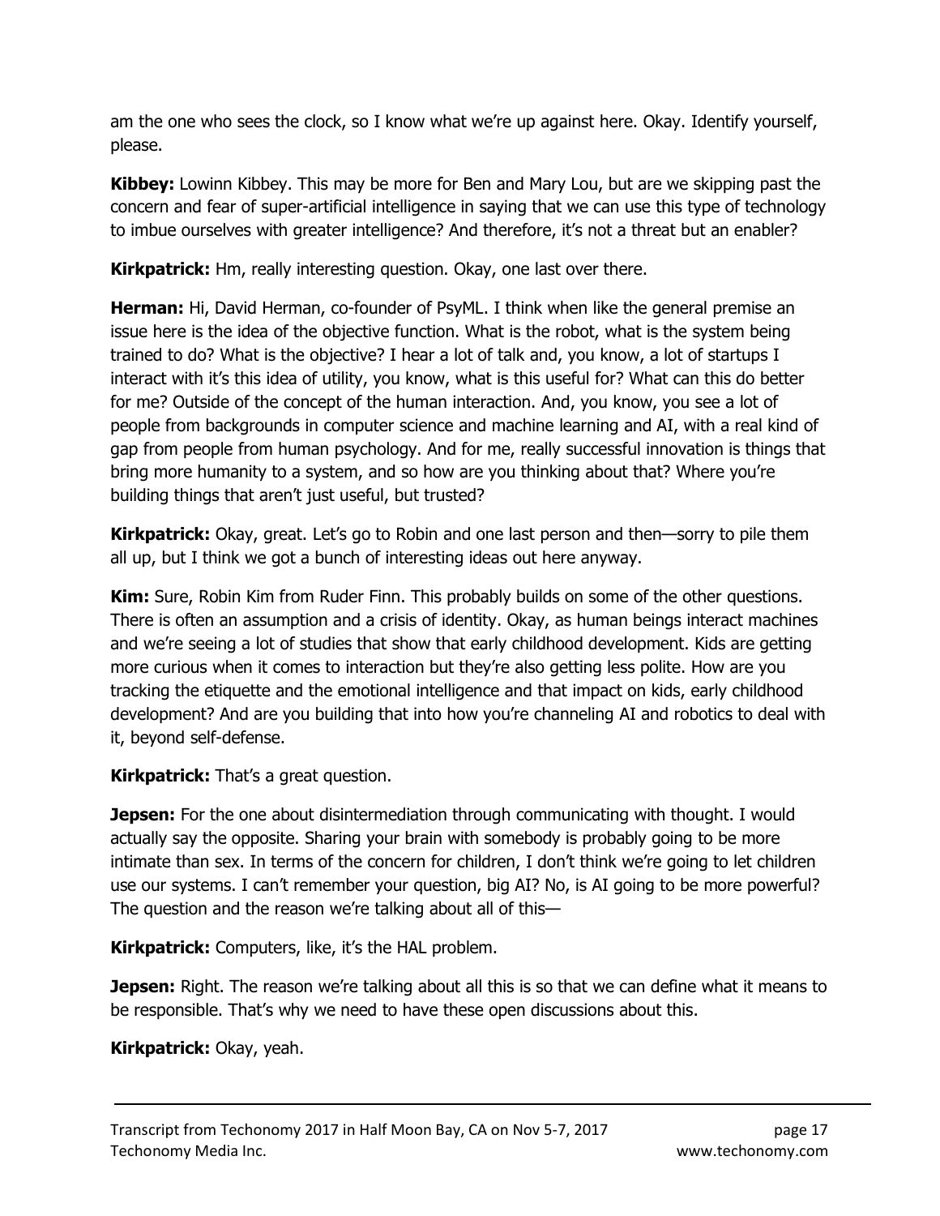am the one who sees the clock, so I know what we're up against here. Okay. Identify yourself, please.

**Kibbey:** Lowinn Kibbey. This may be more for Ben and Mary Lou, but are we skipping past the concern and fear of super-artificial intelligence in saying that we can use this type of technology to imbue ourselves with greater intelligence? And therefore, it's not a threat but an enabler?

**Kirkpatrick:** Hm, really interesting question. Okay, one last over there.

**Herman:** Hi, David Herman, co-founder of PsyML. I think when like the general premise an issue here is the idea of the objective function. What is the robot, what is the system being trained to do? What is the objective? I hear a lot of talk and, you know, a lot of startups I interact with it's this idea of utility, you know, what is this useful for? What can this do better for me? Outside of the concept of the human interaction. And, you know, you see a lot of people from backgrounds in computer science and machine learning and AI, with a real kind of gap from people from human psychology. And for me, really successful innovation is things that bring more humanity to a system, and so how are you thinking about that? Where you're building things that aren't just useful, but trusted?

**Kirkpatrick:** Okay, great. Let's go to Robin and one last person and then—sorry to pile them all up, but I think we got a bunch of interesting ideas out here anyway.

**Kim:** Sure, Robin Kim from Ruder Finn. This probably builds on some of the other questions. There is often an assumption and a crisis of identity. Okay, as human beings interact machines and we're seeing a lot of studies that show that early childhood development. Kids are getting more curious when it comes to interaction but they're also getting less polite. How are you tracking the etiquette and the emotional intelligence and that impact on kids, early childhood development? And are you building that into how you're channeling AI and robotics to deal with it, beyond self-defense.

**Kirkpatrick:** That's a great question.

**Jepsen:** For the one about disintermediation through communicating with thought. I would actually say the opposite. Sharing your brain with somebody is probably going to be more intimate than sex. In terms of the concern for children, I don't think we're going to let children use our systems. I can't remember your question, big AI? No, is AI going to be more powerful? The question and the reason we're talking about all of this—

**Kirkpatrick:** Computers, like, it's the HAL problem.

**Jepsen:** Right. The reason we're talking about all this is so that we can define what it means to be responsible. That's why we need to have these open discussions about this.

**Kirkpatrick:** Okay, yeah.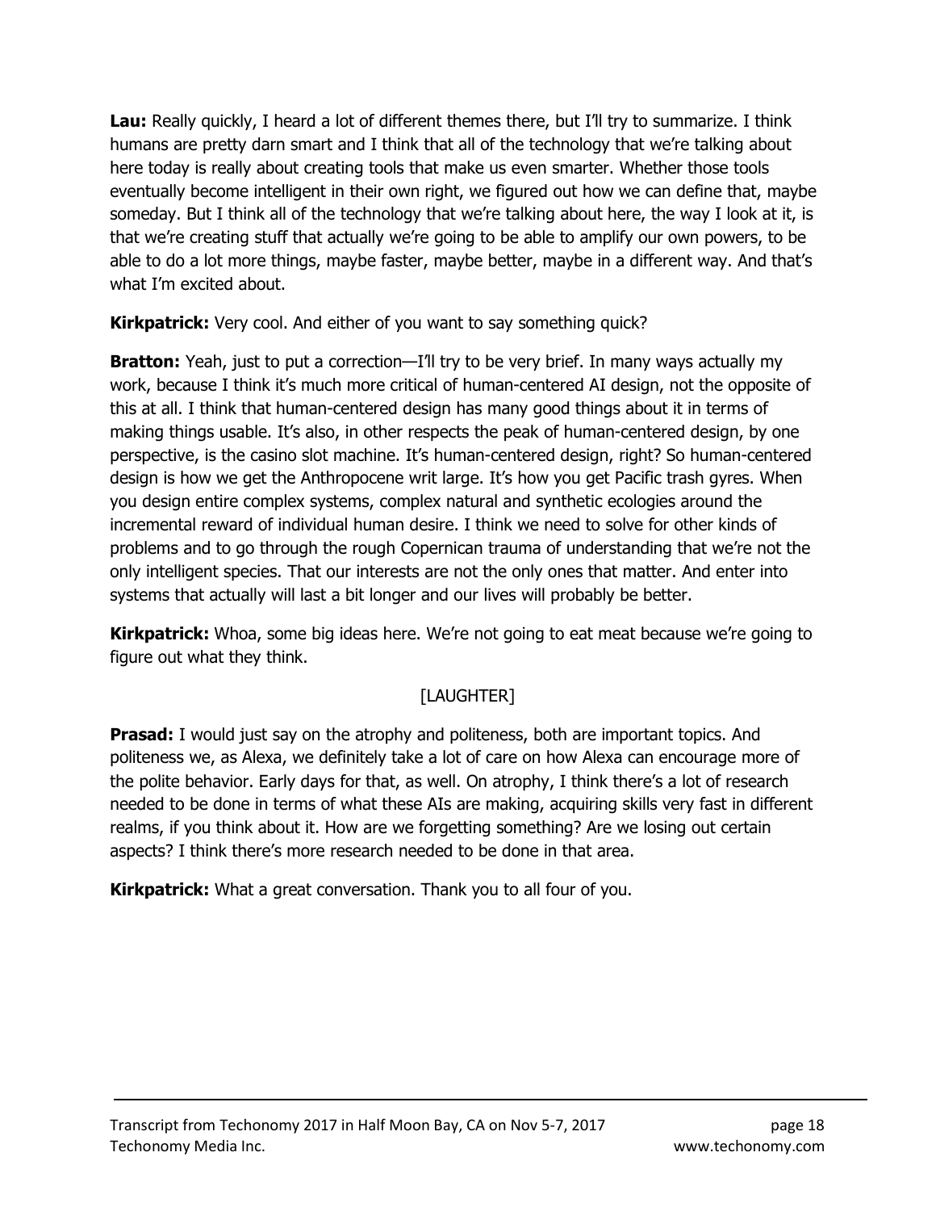**Lau:** Really quickly, I heard a lot of different themes there, but I'll try to summarize. I think humans are pretty darn smart and I think that all of the technology that we're talking about here today is really about creating tools that make us even smarter. Whether those tools eventually become intelligent in their own right, we figured out how we can define that, maybe someday. But I think all of the technology that we're talking about here, the way I look at it, is that we're creating stuff that actually we're going to be able to amplify our own powers, to be able to do a lot more things, maybe faster, maybe better, maybe in a different way. And that's what I'm excited about.

**Kirkpatrick:** Very cool. And either of you want to say something quick?

**Bratton:** Yeah, just to put a correction—I'll try to be very brief. In many ways actually my work, because I think it's much more critical of human-centered AI design, not the opposite of this at all. I think that human-centered design has many good things about it in terms of making things usable. It's also, in other respects the peak of human-centered design, by one perspective, is the casino slot machine. It's human-centered design, right? So human-centered design is how we get the Anthropocene writ large. It's how you get Pacific trash gyres. When you design entire complex systems, complex natural and synthetic ecologies around the incremental reward of individual human desire. I think we need to solve for other kinds of problems and to go through the rough Copernican trauma of understanding that we're not the only intelligent species. That our interests are not the only ones that matter. And enter into systems that actually will last a bit longer and our lives will probably be better.

**Kirkpatrick:** Whoa, some big ideas here. We're not going to eat meat because we're going to figure out what they think.

[LAUGHTER]

**Prasad:** I would just say on the atrophy and politeness, both are important topics. And politeness we, as Alexa, we definitely take a lot of care on how Alexa can encourage more of the polite behavior. Early days for that, as well. On atrophy, I think there's a lot of research needed to be done in terms of what these AIs are making, acquiring skills very fast in different realms, if you think about it. How are we forgetting something? Are we losing out certain aspects? I think there's more research needed to be done in that area.

**Kirkpatrick:** What a great conversation. Thank you to all four of you.